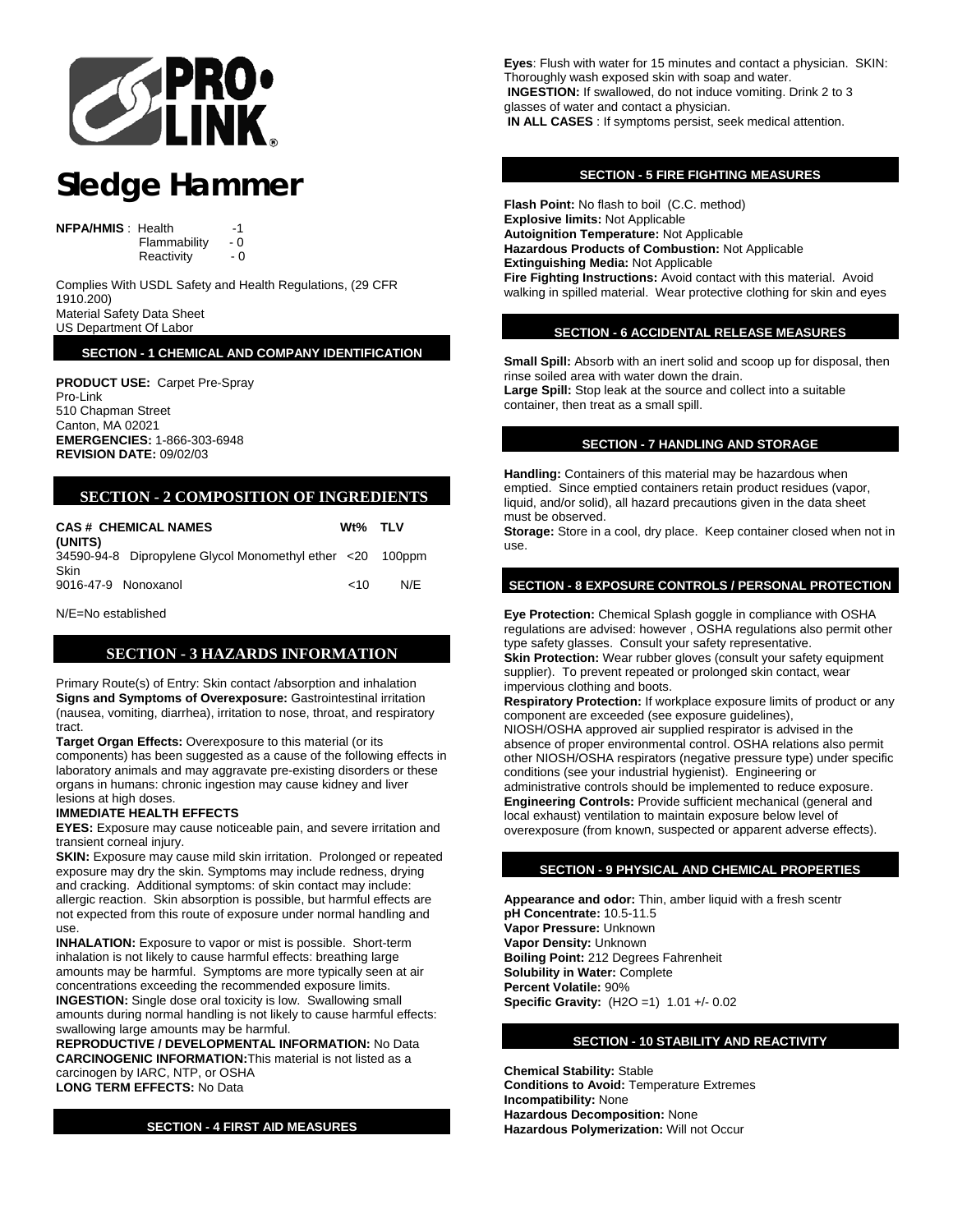# Sledge Hammer

**NFPA/HMIS** : Health -1
Flammability - 0
Reactivity - 0

Complies With USDL Safety and Health Regulations, (29 CFR 1910.200)
Material Safety Data Sheet
US Department Of Labor

## SECTION - 1 CHEMICAL AND COMPANY IDENTIFICATION

**PRODUCT USE:** Carpet Pre-Spray
Pro-Link
510 Chapman Street
Canton, MA 02021
**EMERGENCIES:** 1-866-303-6948
**REVISION DATE:** 09/02/03

## SECTION - 2 COMPOSITION OF INGREDIENTS

| CAS # | CHEMICAL NAMES | Wt% | TLV (UNITS) |
|---|---|---|---|
| 34590-94-8 | Dipropylene Glycol Monomethyl ether | <20 | 100ppm Skin |
| 9016-47-9 | Nonoxanol | <10 | N/E |

N/E=No established

## SECTION - 3 HAZARDS INFORMATION

Primary Route(s) of Entry: Skin contact /absorption and inhalation
**Signs and Symptoms of Overexposure:** Gastrointestinal irritation (nausea, vomiting, diarrhea), irritation to nose, throat, and respiratory tract.
**Target Organ Effects:** Overexposure to this material (or its components) has been suggested as a cause of the following effects in laboratory animals and may aggravate pre-existing disorders or these organs in humans: chronic ingestion may cause kidney and liver lesions at high doses.
**IMMEDIATE HEALTH EFFECTS**
**EYES:** Exposure may cause noticeable pain, and severe irritation and transient corneal injury.
**SKIN:** Exposure may cause mild skin irritation. Prolonged or repeated exposure may dry the skin. Symptoms may include redness, drying and cracking. Additional symptoms: of skin contact may include: allergic reaction. Skin absorption is possible, but harmful effects are not expected from this route of exposure under normal handling and use.
**INHALATION:** Exposure to vapor or mist is possible. Short-term inhalation is not likely to cause harmful effects: breathing large amounts may be harmful. Symptoms are more typically seen at air concentrations exceeding the recommended exposure limits.
**INGESTION:** Single dose oral toxicity is low. Swallowing small amounts during normal handling is not likely to cause harmful effects: swallowing large amounts may be harmful.
**REPRODUCTIVE / DEVELOPMENTAL INFORMATION:** No Data
**CARCINOGENIC INFORMATION:** This material is not listed as a carcinogen by IARC, NTP, or OSHA
**LONG TERM EFFECTS:** No Data

## SECTION - 4 FIRST AID MEASURES

**Eyes**: Flush with water for 15 minutes and contact a physician. SKIN: Thoroughly wash exposed skin with soap and water.
**INGESTION:** If swallowed, do not induce vomiting. Drink 2 to 3 glasses of water and contact a physician.
**IN ALL CASES** : If symptoms persist, seek medical attention.

## SECTION - 5 FIRE FIGHTING MEASURES

**Flash Point:** No flash to boil (C.C. method)
**Explosive limits:** Not Applicable
**Autoignition Temperature:** Not Applicable
**Hazardous Products of Combustion:** Not Applicable
**Extinguishing Media:** Not Applicable
**Fire Fighting Instructions:** Avoid contact with this material. Avoid walking in spilled material. Wear protective clothing for skin and eyes

## SECTION - 6 ACCIDENTAL RELEASE MEASURES

**Small Spill:** Absorb with an inert solid and scoop up for disposal, then rinse soiled area with water down the drain.
**Large Spill:** Stop leak at the source and collect into a suitable container, then treat as a small spill.

## SECTION - 7 HANDLING AND STORAGE

**Handling:** Containers of this material may be hazardous when emptied. Since emptied containers retain product residues (vapor, liquid, and/or solid), all hazard precautions given in the data sheet must be observed.
**Storage:** Store in a cool, dry place. Keep container closed when not in use.

## SECTION - 8 EXPOSURE CONTROLS / PERSONAL PROTECTION

**Eye Protection:** Chemical Splash goggle in compliance with OSHA regulations are advised: however , OSHA regulations also permit other type safety glasses. Consult your safety representative.
**Skin Protection:** Wear rubber gloves (consult your safety equipment supplier). To prevent repeated or prolonged skin contact, wear impervious clothing and boots.
**Respiratory Protection:** If workplace exposure limits of product or any component are exceeded (see exposure guidelines),
NIOSH/OSHA approved air supplied respirator is advised in the absence of proper environmental control. OSHA relations also permit other NIOSH/OSHA respirators (negative pressure type) under specific conditions (see your industrial hygienist). Engineering or administrative controls should be implemented to reduce exposure.
**Engineering Controls:** Provide sufficient mechanical (general and local exhaust) ventilation to maintain exposure below level of overexposure (from known, suspected or apparent adverse effects).

## SECTION - 9 PHYSICAL AND CHEMICAL PROPERTIES

**Appearance and odor:** Thin, amber liquid with a fresh scentr
**pH Concentrate:** 10.5-11.5
**Vapor Pressure:** Unknown
**Vapor Density:** Unknown
**Boiling Point:** 212 Degrees Fahrenheit
**Solubility in Water:** Complete
**Percent Volatile:** 90%
**Specific Gravity:** ($H_2O$ =1) 1.01 +/- 0.02

## SECTION - 10 STABILITY AND REACTIVITY

**Chemical Stability:** Stable
**Conditions to Avoid:** Temperature Extremes
**Incompatibility:** None
**Hazardous Decomposition:** None
**Hazardous Polymerization:** Will not Occur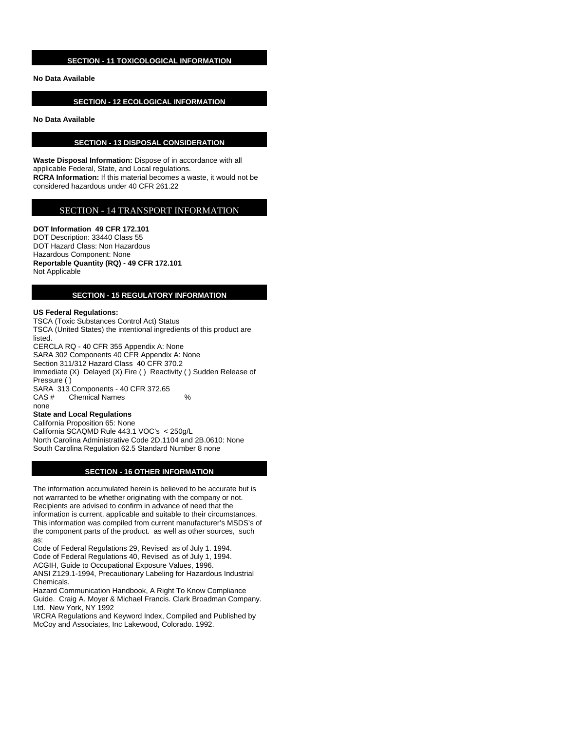## SECTION - 11 TOXICOLOGICAL INFORMATION

**No Data Available**

## SECTION - 12 ECOLOGICAL INFORMATION

**No Data Available**

## SECTION - 13 DISPOSAL CONSIDERATION

**Waste Disposal Information:** Dispose of in accordance with all applicable Federal, State, and Local regulations.
**RCRA Information:** If this material becomes a waste, it would not be considered hazardous under 40 CFR 261.22

## SECTION - 14 TRANSPORT INFORMATION

**DOT Information 49 CFR 172.101**
DOT Description: 33440 Class 55
DOT Hazard Class: Non Hazardous
Hazardous Component: None
**Reportable Quantity (RQ) - 49 CFR 172.101**
Not Applicable

## SECTION - 15 REGULATORY INFORMATION

**US Federal Regulations:**
TSCA (Toxic Substances Control Act) Status
TSCA (United States) the intentional ingredients of this product are listed.
CERCLA RQ - 40 CFR 355 Appendix A: None
SARA 302 Components 40 CFR Appendix A: None
Section 311/312 Hazard Class 40 CFR 370.2
Immediate (X) Delayed (X) Fire ( ) Reactivity ( ) Sudden Release of Pressure ( )
SARA 313 Components - 40 CFR 372.65

| CAS # | Chemical Names | % |
|---|---|---|
| none | | |

**State and Local Regulations**
California Proposition 65: None
California SCAQMD Rule 443.1 VOC's < 250g/L
North Carolina Administrative Code 2D.1104 and 2B.0610: None
South Carolina Regulation 62.5 Standard Number 8 none

## SECTION - 16 OTHER INFORMATION

The information accumulated herein is believed to be accurate but is not warranted to be whether originating with the company or not. Recipients are advised to confirm in advance of need that the information is current, applicable and suitable to their circumstances. This information was compiled from current manufacturer's MSDS's of the component parts of the product. as well as other sources, such as:
Code of Federal Regulations 29, Revised as of July 1. 1994.
Code of Federal Regulations 40, Revised as of July 1, 1994.
ACGIH, Guide to Occupational Exposure Values, 1996.
ANSI Z129.1-1994, Precautionary Labeling for Hazardous Industrial Chemicals.
Hazard Communication Handbook, A Right To Know Compliance Guide. Craig A. Moyer & Michael Francis. Clark Broadman Company. Ltd. New York, NY 1992
\RCRA Regulations and Keyword Index, Compiled and Published by McCoy and Associates, Inc Lakewood, Colorado. 1992.